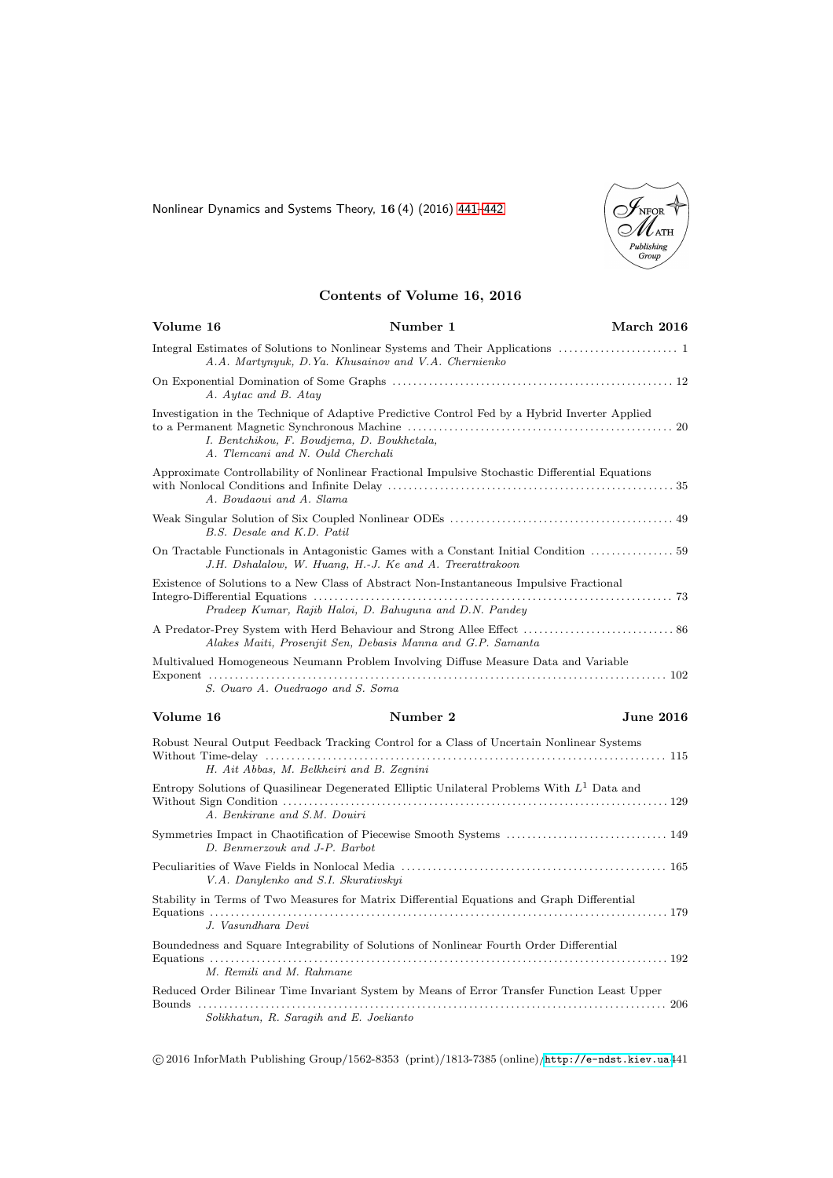## Contents of Volume 16, 2016

**Volume 16** **Number 1** **March 2016**

Integral Estimates of Solutions to Nonlinear Systems and Their Applications ....................... 1
*A.A. Martynyuk, D.Ya. Khusainov and V.A. Chernienko*

On Exponential Domination of Some Graphs ....................................................... 12
*A. Aytac and B. Atay*

Investigation in the Technique of Adaptive Predictive Control Fed by a Hybrid Inverter Applied to a Permanent Magnetic Synchronous Machine ....................................................... 20
*I. Bentchikou, F. Boudjema, D. Boukhetala, A. Tlemcani and N. Ould Cherchali*

Approximate Controllability of Nonlinear Fractional Impulsive Stochastic Differential Equations with Nonlocal Conditions and Infinite Delay ....................................................... 35
*A. Boudaoui and A. Slama*

Weak Singular Solution of Six Coupled Nonlinear ODEs ....................................................... 49
*B.S. Desale and K.D. Patil*

On Tractable Functionals in Antagonistic Games with a Constant Initial Condition ................ 59
*J.H. Dshalalow, W. Huang, H.-J. Ke and A. Treerattrakoon*

Existence of Solutions to a New Class of Abstract Non-Instantaneous Impulsive Fractional Integro-Differential Equations ....................................................... 73
*Pradeep Kumar, Rajib Haloi, D. Bahuguna and D.N. Pandey*

A Predator-Prey System with Herd Behaviour and Strong Allee Effect ............................ 86
*Alakes Maiti, Prosenjit Sen, Debasis Manna and G.P. Samanta*

Multivalued Homogeneous Neumann Problem Involving Diffuse Measure Data and Variable Exponent ....................................................... 102
*S. Ouaro A. Ouedraogo and S. Soma*

**Volume 16** **Number 2** **June 2016**

Robust Neural Output Feedback Tracking Control for a Class of Uncertain Nonlinear Systems Without Time-delay ....................................................... 115
*H. Ait Abbas, M. Belkheiri and B. Zegnini*

Entropy Solutions of Quasilinear Degenerated Elliptic Unilateral Problems With $L^1$ Data and Without Sign Condition ....................................................... 129
*A. Benkirane and S.M. Douiri*

Symmetries Impact in Chaotification of Piecewise Smooth Systems ............................... 149
*D. Benmerzouk and J-P. Barbot*

Peculiarities of Wave Fields in Nonlocal Media ....................................................... 165
*V.A. Danylenko and S.I. Skurativskyi*

Stability in Terms of Two Measures for Matrix Differential Equations and Graph Differential Equations ....................................................... 179
*J. Vasundhara Devi*

Boundedness and Square Integrability of Solutions of Nonlinear Fourth Order Differential Equations ....................................................... 192
*M. Remili and M. Rahmane*

Reduced Order Bilinear Time Invariant System by Means of Error Transfer Function Least Upper Bounds ....................................................... 206
*Solikhatun, R. Saragih and E. Joelianto*

© 2016 InforMath Publishing Group/1562-8353 (print)/1813-7385 (online)/http://e-ndst.kiev.ua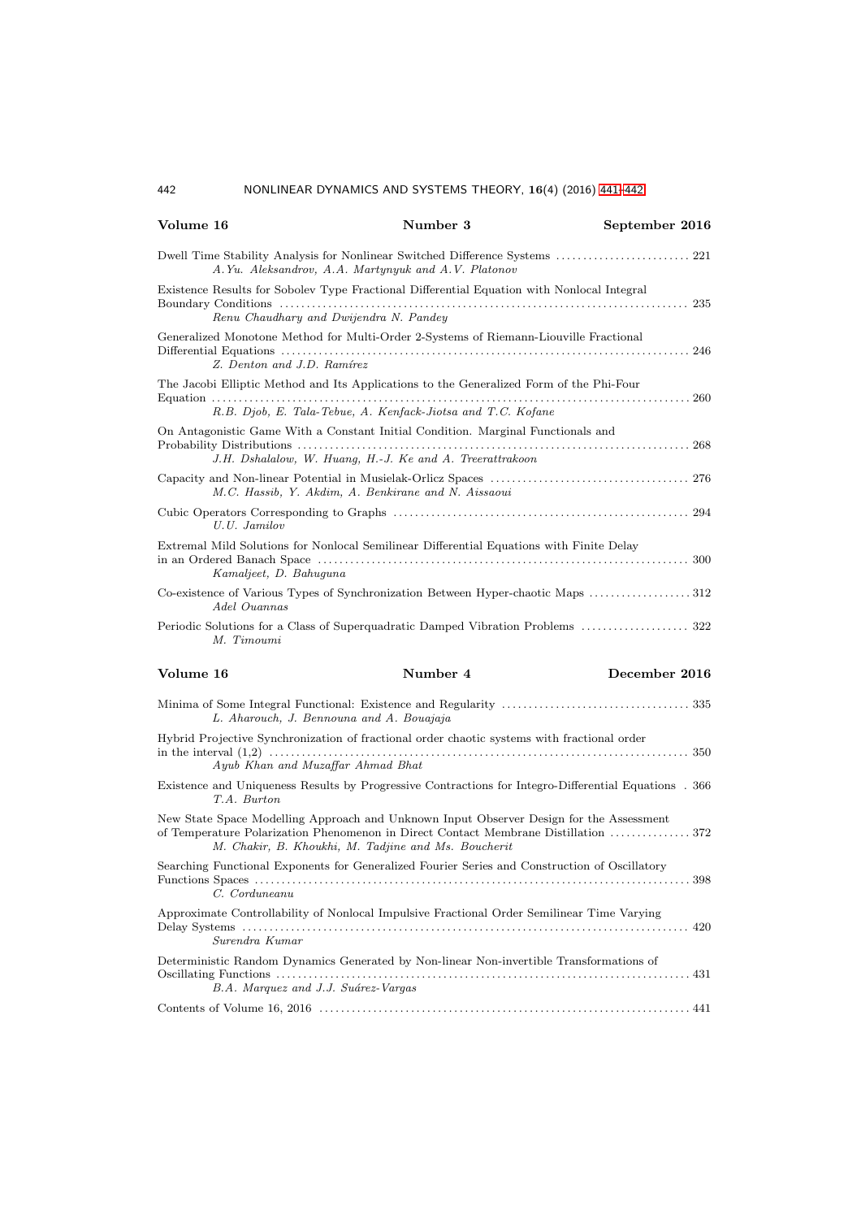## Volume 16 Number 3 September 2016

Dwell Time Stability Analysis for Nonlinear Switched Difference Systems ........................ 221
*A.Yu. Aleksandrov, A.A. Martynyuk and A.V. Platonov*

Existence Results for Sobolev Type Fractional Differential Equation with Nonlocal Integral Boundary Conditions ........................ 235
*Renu Chaudhary and Dwijendra N. Pandey*

Generalized Monotone Method for Multi-Order 2-Systems of Riemann-Liouville Fractional Differential Equations ........................ 246
*Z. Denton and J.D. Ramírez*

The Jacobi Elliptic Method and Its Applications to the Generalized Form of the Phi-Four Equation ........................ 260
*R.B. Djob, E. Tala-Tebue, A. Kenfack-Jiotsa and T.C. Kofane*

On Antagonistic Game With a Constant Initial Condition. Marginal Functionals and Probability Distributions ........................ 268
*J.H. Dshalalow, W. Huang, H.-J. Ke and A. Treerattrakoon*

Capacity and Non-linear Potential in Musielak-Orlicz Spaces ........................ 276
*M.C. Hassib, Y. Akdim, A. Benkirane and N. Aissaoui*

Cubic Operators Corresponding to Graphs ........................ 294
*U.U. Jamilov*

Extremal Mild Solutions for Nonlocal Semilinear Differential Equations with Finite Delay in an Ordered Banach Space ........................ 300
*Kamaljeet, D. Bahuguna*

Co-existence of Various Types of Synchronization Between Hyper-chaotic Maps ........................ 312
*Adel Ouannas*

Periodic Solutions for a Class of Superquadratic Damped Vibration Problems ........................ 322
*M. Timoumi*

## Volume 16 Number 4 December 2016

Minima of Some Integral Functional: Existence and Regularity ........................ 335
*L. Aharouch, J. Bennouna and A. Bouajaja*

Hybrid Projective Synchronization of fractional order chaotic systems with fractional order in the interval (1,2) ........................ 350
*Ayub Khan and Muzaffar Ahmad Bhat*

Existence and Uniqueness Results by Progressive Contractions for Integro-Differential Equations . 366
*T.A. Burton*

New State Space Modelling Approach and Unknown Input Observer Design for the Assessment of Temperature Polarization Phenomenon in Direct Contact Membrane Distillation ........................ 372
*M. Chakir, B. Khoukhi, M. Tadjine and Ms. Boucherit*

Searching Functional Exponents for Generalized Fourier Series and Construction of Oscillatory Functions Spaces ........................ 398
*C. Corduneanu*

Approximate Controllability of Nonlocal Impulsive Fractional Order Semilinear Time Varying Delay Systems ........................ 420
*Surendra Kumar*

Deterministic Random Dynamics Generated by Non-linear Non-invertible Transformations of Oscillating Functions ........................ 431
*B.A. Marquez and J.J. Suárez-Vargas*

Contents of Volume 16, 2016 ........................ 441